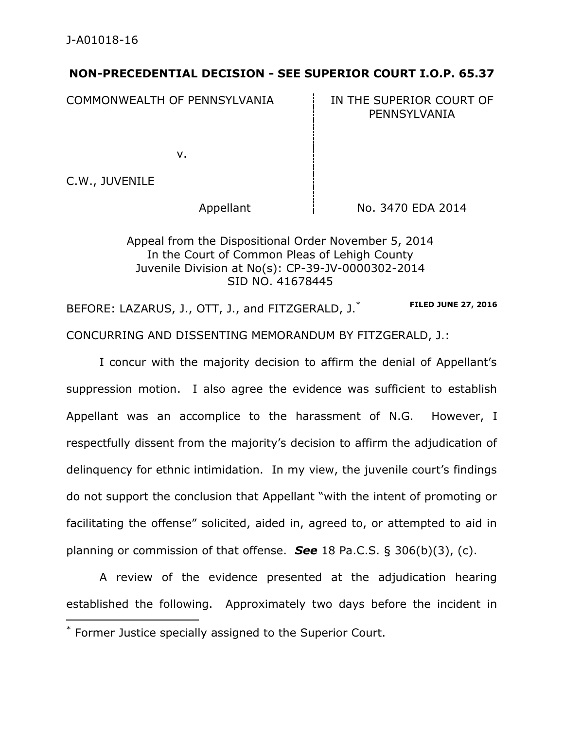J-A01018-16

**NON-PRECEDENTIAL DECISION - SEE SUPERIOR COURT I.O.P. 65.37**

| COMMONWEALTH OF PENNSYLVANIA | IN THE SUPERIOR COURT OF PENNSYLVANIA |
|---|---|
| v. | |
| C.W., JUVENILE | |
| Appellant | No. 3470 EDA 2014 |

Appeal from the Dispositional Order November 5, 2014
In the Court of Common Pleas of Lehigh County
Juvenile Division at No(s): CP-39-JV-0000302-2014
SID NO. 41678445

BEFORE: LAZARUS, J., OTT, J., and FITZGERALD, J.* **FILED JUNE 27, 2016**

CONCURRING AND DISSENTING MEMORANDUM BY FITZGERALD, J.:

I concur with the majority decision to affirm the denial of Appellant's suppression motion. I also agree the evidence was sufficient to establish Appellant was an accomplice to the harassment of N.G. However, I respectfully dissent from the majority's decision to affirm the adjudication of delinquency for ethnic intimidation. In my view, the juvenile court's findings do not support the conclusion that Appellant "with the intent of promoting or facilitating the offense" solicited, aided in, agreed to, or attempted to aid in planning or commission of that offense. ***See*** 18 Pa.C.S. § 306(b)(3), (c).

A review of the evidence presented at the adjudication hearing established the following. Approximately two days before the incident in

* Former Justice specially assigned to the Superior Court.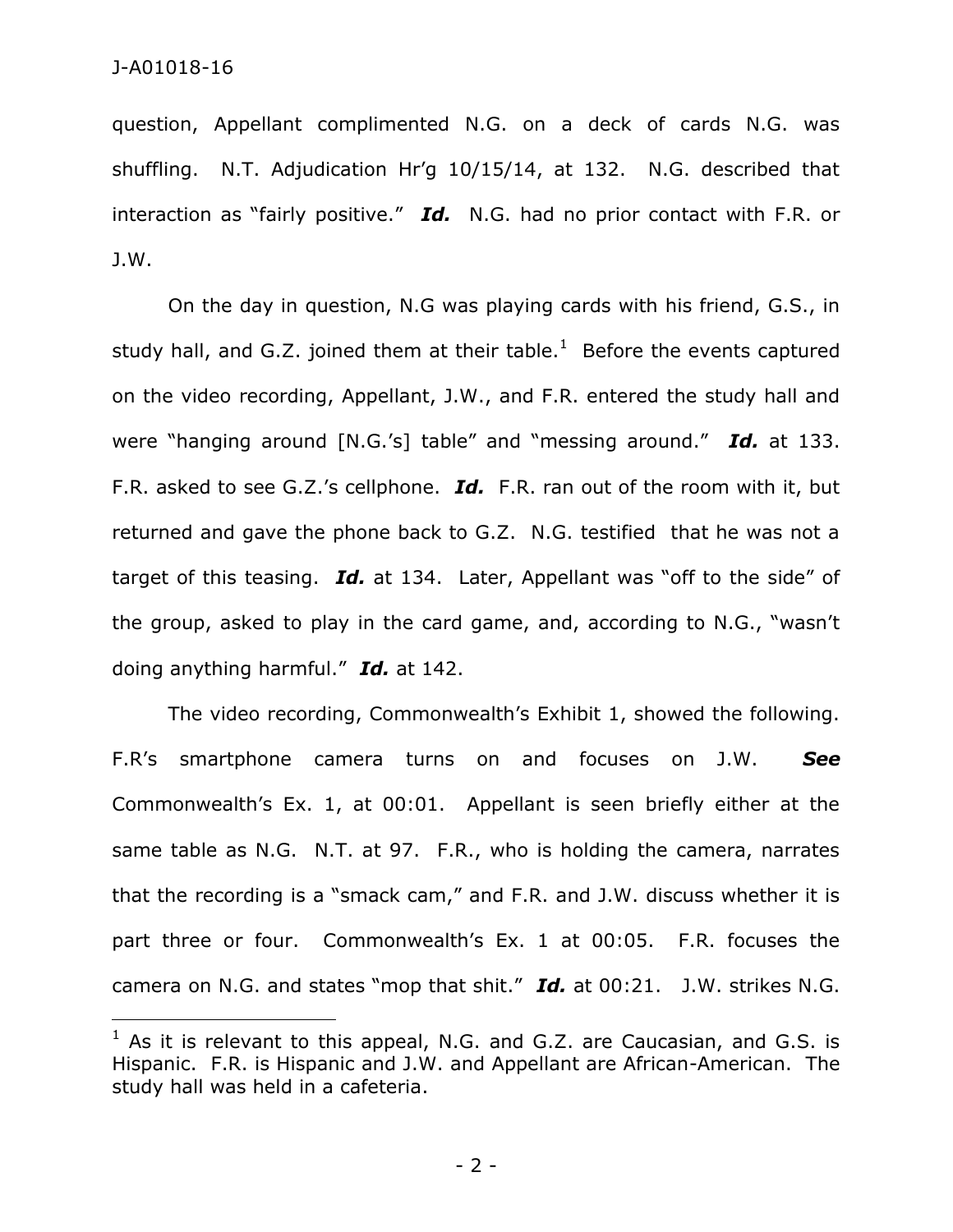question, Appellant complimented N.G. on a deck of cards N.G. was shuffling. N.T. Adjudication Hr'g 10/15/14, at 132. N.G. described that interaction as "fairly positive." ***Id.*** N.G. had no prior contact with F.R. or J.W.

On the day in question, N.G was playing cards with his friend, G.S., in study hall, and G.Z. joined them at their table.[1] Before the events captured on the video recording, Appellant, J.W., and F.R. entered the study hall and were "hanging around [N.G.'s] table" and "messing around." ***Id.*** at 133. F.R. asked to see G.Z.'s cellphone. ***Id.*** F.R. ran out of the room with it, but returned and gave the phone back to G.Z. N.G. testified that he was not a target of this teasing. ***Id.*** at 134. Later, Appellant was "off to the side" of the group, asked to play in the card game, and, according to N.G., "wasn't doing anything harmful." ***Id.*** at 142.

The video recording, Commonwealth's Exhibit 1, showed the following. F.R's smartphone camera turns on and focuses on J.W. ***See*** Commonwealth's Ex. 1, at 00:01. Appellant is seen briefly either at the same table as N.G. N.T. at 97. F.R., who is holding the camera, narrates that the recording is a "smack cam," and F.R. and J.W. discuss whether it is part three or four. Commonwealth's Ex. 1 at 00:05. F.R. focuses the camera on N.G. and states "mop that shit." ***Id.*** at 00:21. J.W. strikes N.G.

---

[1] As it is relevant to this appeal, N.G. and G.Z. are Caucasian, and G.S. is Hispanic. F.R. is Hispanic and J.W. and Appellant are African-American. The study hall was held in a cafeteria.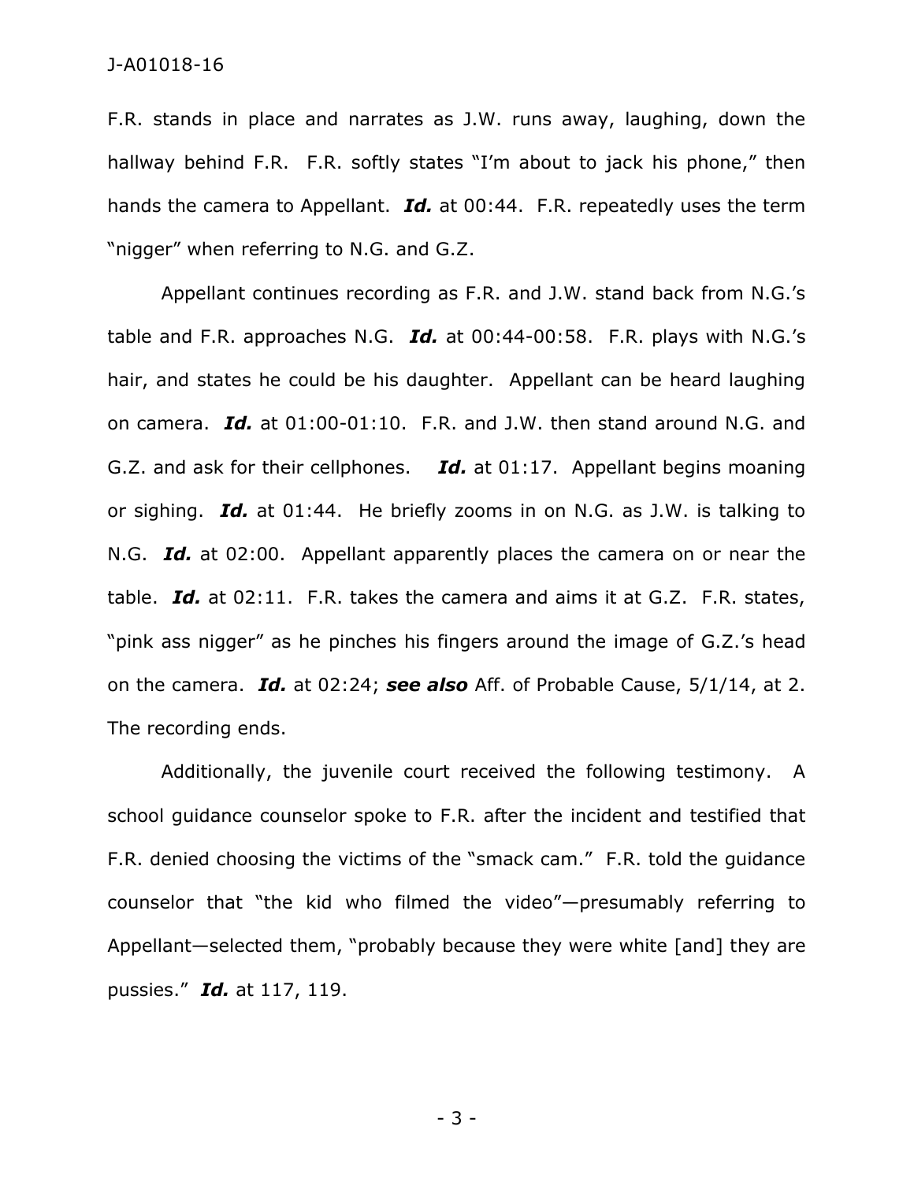F.R. stands in place and narrates as J.W. runs away, laughing, down the hallway behind F.R. F.R. softly states "I'm about to jack his phone," then hands the camera to Appellant. ***Id.*** at 00:44. F.R. repeatedly uses the term "nigger" when referring to N.G. and G.Z.

Appellant continues recording as F.R. and J.W. stand back from N.G.'s table and F.R. approaches N.G. ***Id.*** at 00:44-00:58. F.R. plays with N.G.'s hair, and states he could be his daughter. Appellant can be heard laughing on camera. ***Id.*** at 01:00-01:10. F.R. and J.W. then stand around N.G. and G.Z. and ask for their cellphones. ***Id.*** at 01:17. Appellant begins moaning or sighing. ***Id.*** at 01:44. He briefly zooms in on N.G. as J.W. is talking to N.G. ***Id.*** at 02:00. Appellant apparently places the camera on or near the table. ***Id.*** at 02:11. F.R. takes the camera and aims it at G.Z. F.R. states, "pink ass nigger" as he pinches his fingers around the image of G.Z.'s head on the camera. ***Id.*** at 02:24; ***see also*** Aff. of Probable Cause, 5/1/14, at 2. The recording ends.

Additionally, the juvenile court received the following testimony. A school guidance counselor spoke to F.R. after the incident and testified that F.R. denied choosing the victims of the "smack cam." F.R. told the guidance counselor that "the kid who filmed the video"—presumably referring to Appellant—selected them, "probably because they were white [and] they are pussies." ***Id.*** at 117, 119.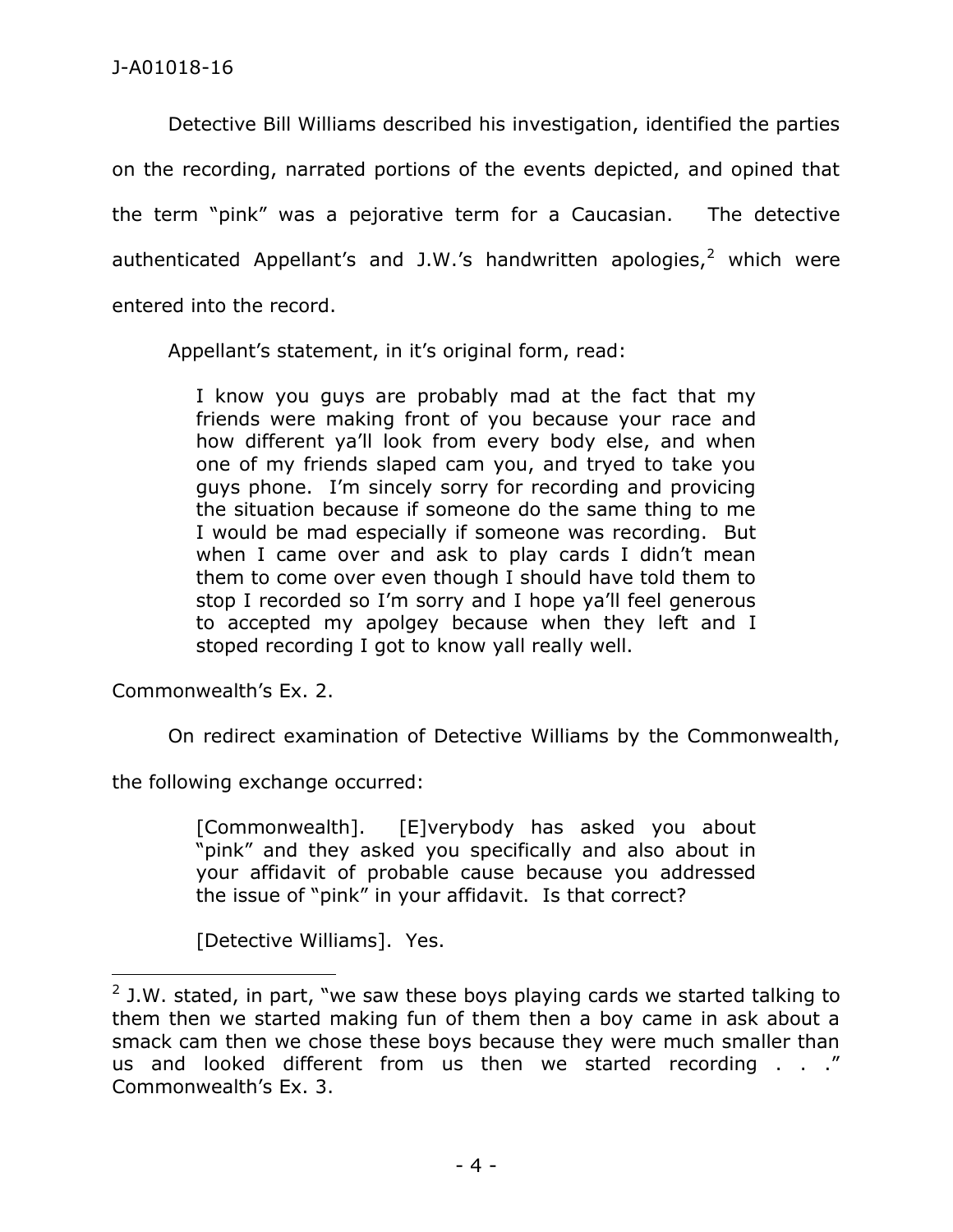Detective Bill Williams described his investigation, identified the parties on the recording, narrated portions of the events depicted, and opined that the term "pink" was a pejorative term for a Caucasian. The detective authenticated Appellant's and J.W.'s handwritten apologies,[2] which were entered into the record.

Appellant's statement, in it's original form, read:

> I know you guys are probably mad at the fact that my friends were making front of you because your race and how different ya'll look from every body else, and when one of my friends slaped cam you, and tryed to take you guys phone. I'm sincely sorry for recording and provicing the situation because if someone do the same thing to me I would be mad especially if someone was recording. But when I came over and ask to play cards I didn't mean them to come over even though I should have told them to stop I recorded so I'm sorry and I hope ya'll feel generous to accepted my apolgey because when they left and I stoped recording I got to know yall really well.

Commonwealth's Ex. 2.

On redirect examination of Detective Williams by the Commonwealth, the following exchange occurred:

> [Commonwealth]. [E]verybody has asked you about "pink" and they asked you specifically and also about in your affidavit of probable cause because you addressed the issue of "pink" in your affidavit. Is that correct?
>
> [Detective Williams]. Yes.

---

[2] J.W. stated, in part, "we saw these boys playing cards we started talking to them then we started making fun of them then a boy came in ask about a smack cam then we chose these boys because they were much smaller than us and looked different from us then we started recording . . ." Commonwealth's Ex. 3.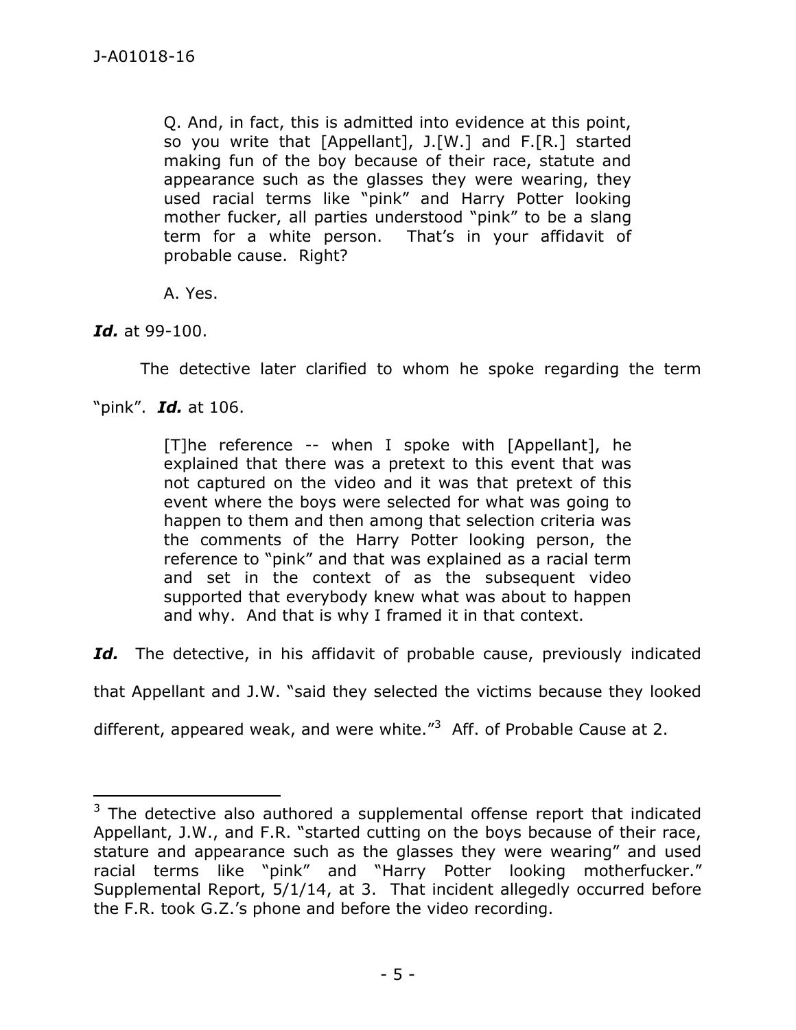> Q. And, in fact, this is admitted into evidence at this point, so you write that [Appellant], J.[W.] and F.[R.] started making fun of the boy because of their race, statute and appearance such as the glasses they were wearing, they used racial terms like "pink" and Harry Potter looking mother fucker, all parties understood "pink" to be a slang term for a white person. That's in your affidavit of probable cause. Right?
>
> A. Yes.

***Id.*** at 99-100.

The detective later clarified to whom he spoke regarding the term "pink". ***Id.*** at 106.

> [T]he reference -- when I spoke with [Appellant], he explained that there was a pretext to this event that was not captured on the video and it was that pretext of this event where the boys were selected for what was going to happen to them and then among that selection criteria was the comments of the Harry Potter looking person, the reference to "pink" and that was explained as a racial term and set in the context of as the subsequent video supported that everybody knew what was about to happen and why. And that is why I framed it in that context.

***Id.*** The detective, in his affidavit of probable cause, previously indicated that Appellant and J.W. "said they selected the victims because they looked different, appeared weak, and were white."[3] Aff. of Probable Cause at 2.

---

[3] The detective also authored a supplemental offense report that indicated Appellant, J.W., and F.R. "started cutting on the boys because of their race, stature and appearance such as the glasses they were wearing" and used racial terms like "pink" and "Harry Potter looking motherfucker." Supplemental Report, 5/1/14, at 3. That incident allegedly occurred before the F.R. took G.Z.'s phone and before the video recording.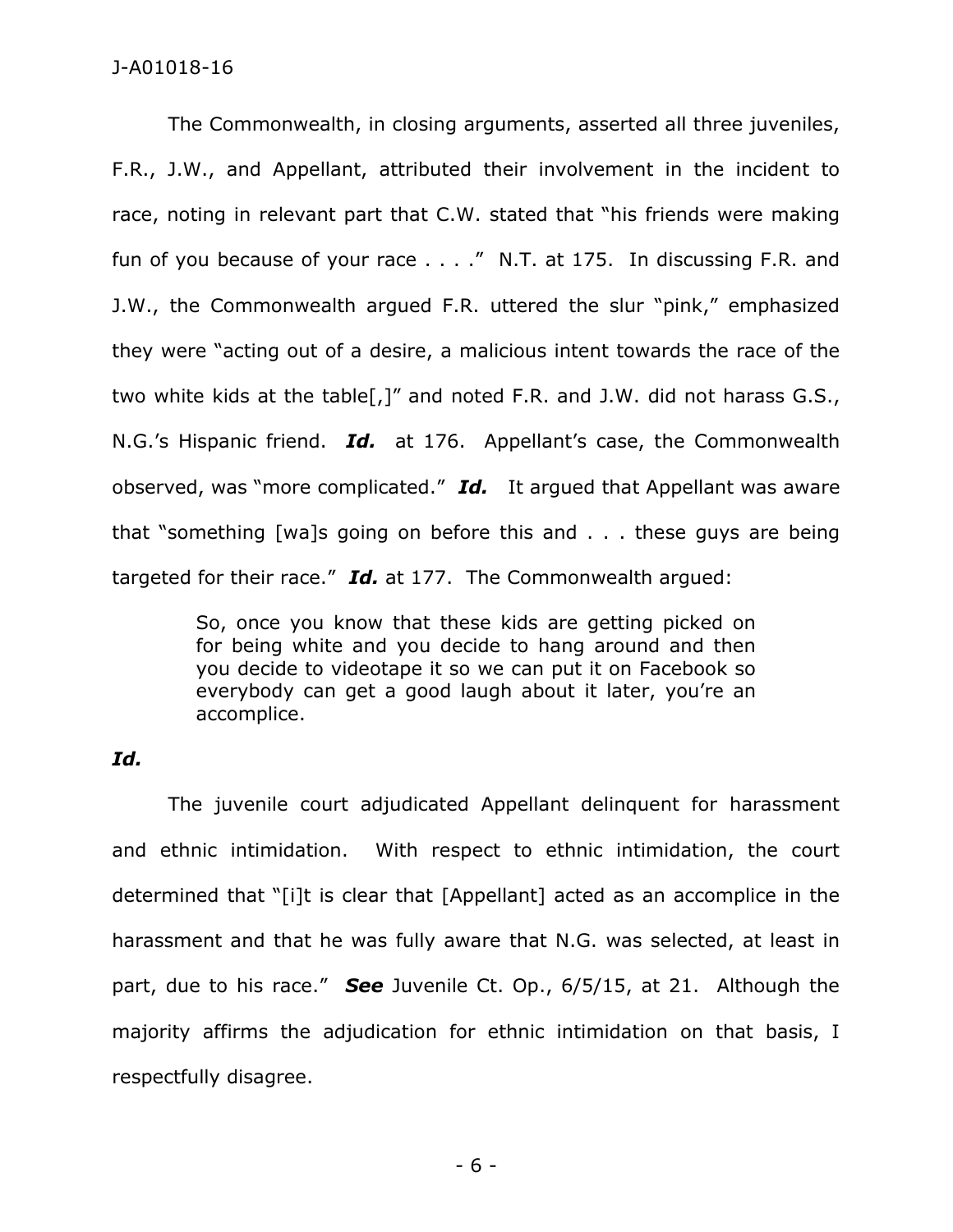The Commonwealth, in closing arguments, asserted all three juveniles, F.R., J.W., and Appellant, attributed their involvement in the incident to race, noting in relevant part that C.W. stated that "his friends were making fun of you because of your race . . . ." N.T. at 175. In discussing F.R. and J.W., the Commonwealth argued F.R. uttered the slur "pink," emphasized they were "acting out of a desire, a malicious intent towards the race of the two white kids at the table[,]" and noted F.R. and J.W. did not harass G.S., N.G.'s Hispanic friend. ***Id.*** at 176. Appellant's case, the Commonwealth observed, was "more complicated." ***Id.*** It argued that Appellant was aware that "something [wa]s going on before this and . . . these guys are being targeted for their race." ***Id.*** at 177. The Commonwealth argued:

> So, once you know that these kids are getting picked on for being white and you decide to hang around and then you decide to videotape it so we can put it on Facebook so everybody can get a good laugh about it later, you're an accomplice.

***Id.***

The juvenile court adjudicated Appellant delinquent for harassment and ethnic intimidation. With respect to ethnic intimidation, the court determined that "[i]t is clear that [Appellant] acted as an accomplice in the harassment and that he was fully aware that N.G. was selected, at least in part, due to his race." ***See*** Juvenile Ct. Op., 6/5/15, at 21. Although the majority affirms the adjudication for ethnic intimidation on that basis, I respectfully disagree.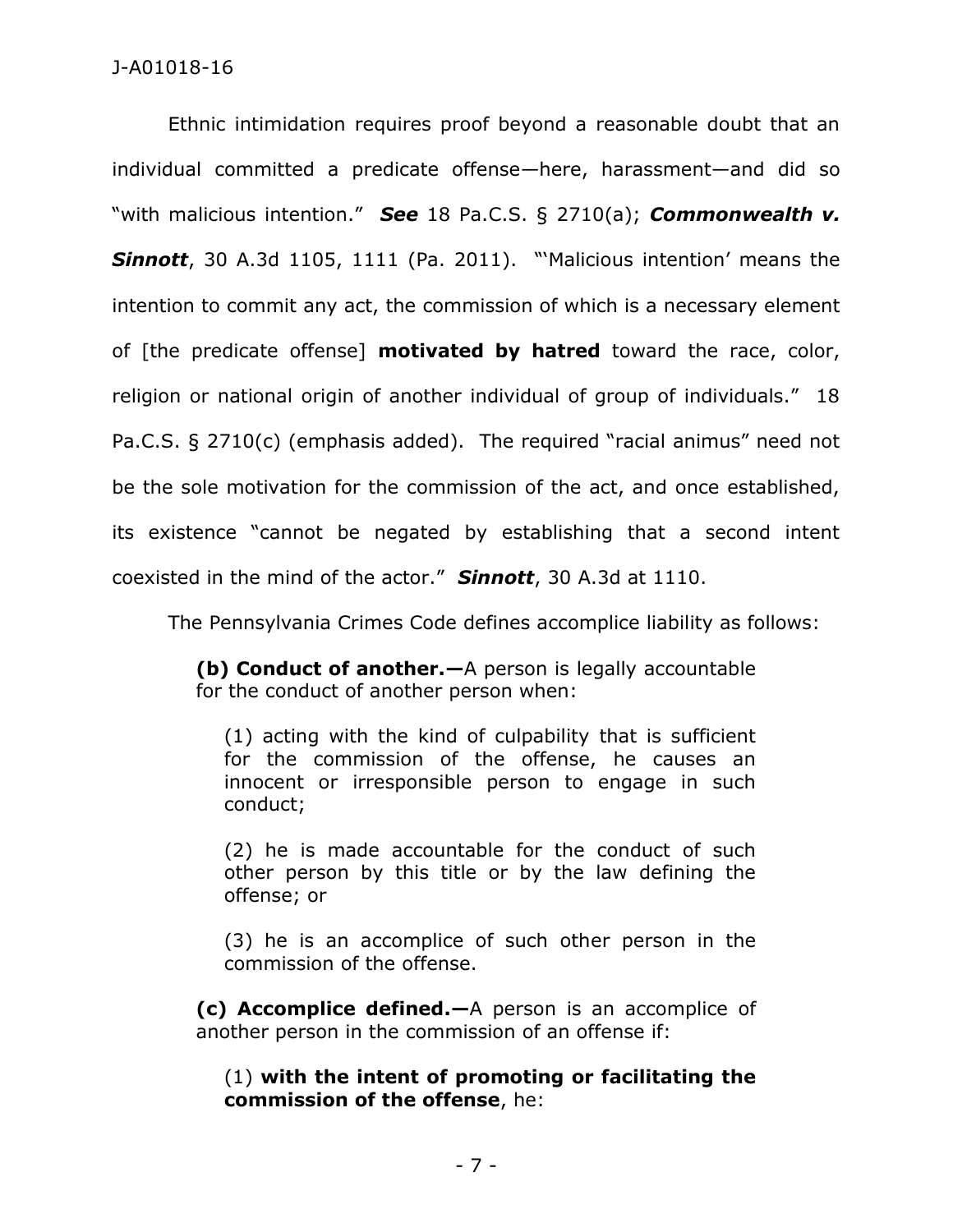Ethnic intimidation requires proof beyond a reasonable doubt that an individual committed a predicate offense—here, harassment—and did so "with malicious intention." ***See*** 18 Pa.C.S. § 2710(a); ***Commonwealth v. Sinnott***, 30 A.3d 1105, 1111 (Pa. 2011). "'Malicious intention' means the intention to commit any act, the commission of which is a necessary element of [the predicate offense] **motivated by hatred** toward the race, color, religion or national origin of another individual of group of individuals." 18 Pa.C.S. § 2710(c) (emphasis added). The required "racial animus" need not be the sole motivation for the commission of the act, and once established, its existence "cannot be negated by establishing that a second intent coexisted in the mind of the actor." ***Sinnott***, 30 A.3d at 1110.

The Pennsylvania Crimes Code defines accomplice liability as follows:

> **(b) Conduct of another.—**A person is legally accountable for the conduct of another person when:
>
> > (1) acting with the kind of culpability that is sufficient for the commission of the offense, he causes an innocent or irresponsible person to engage in such conduct;
> >
> > (2) he is made accountable for the conduct of such other person by this title or by the law defining the offense; or
> >
> > (3) he is an accomplice of such other person in the commission of the offense.
>
> **(c) Accomplice defined.—**A person is an accomplice of another person in the commission of an offense if:
>
> > (1) **with the intent of promoting or facilitating the commission of the offense**, he: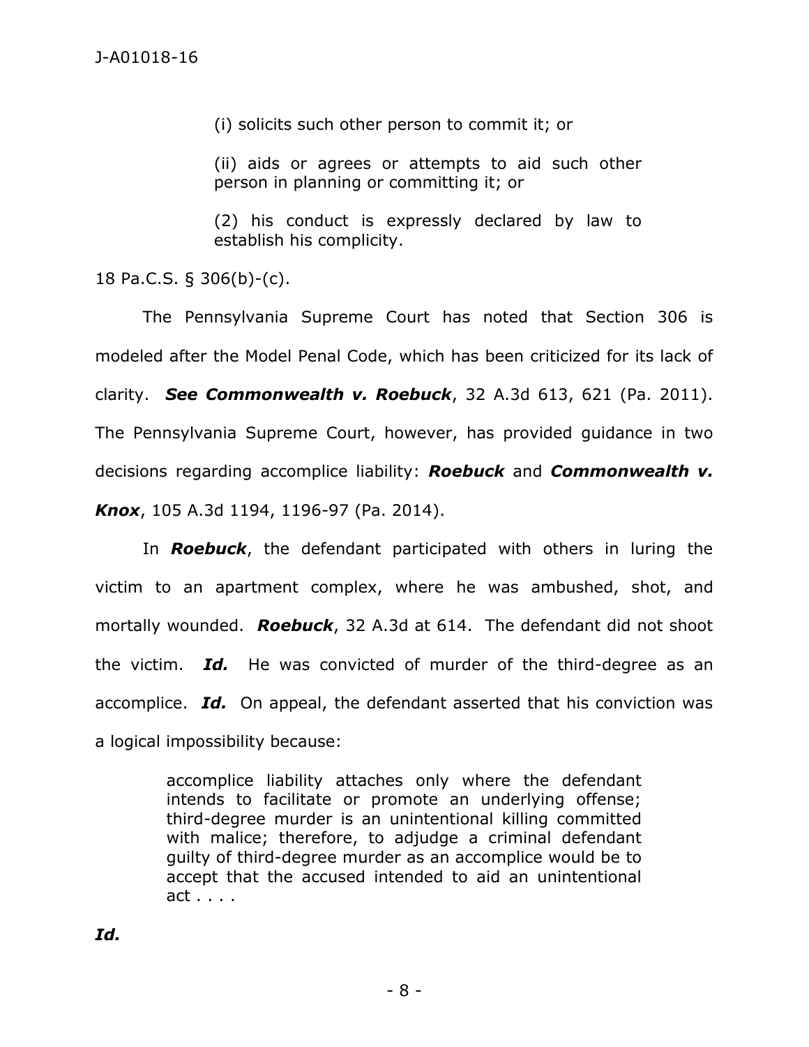(i) solicits such other person to commit it; or

(ii) aids or agrees or attempts to aid such other person in planning or committing it; or

(2) his conduct is expressly declared by law to establish his complicity.

18 Pa.C.S. § 306(b)-(c).

The Pennsylvania Supreme Court has noted that Section 306 is modeled after the Model Penal Code, which has been criticized for its lack of clarity. ***See Commonwealth v. Roebuck***, 32 A.3d 613, 621 (Pa. 2011). The Pennsylvania Supreme Court, however, has provided guidance in two decisions regarding accomplice liability: ***Roebuck*** and ***Commonwealth v. Knox***, 105 A.3d 1194, 1196-97 (Pa. 2014).

In ***Roebuck***, the defendant participated with others in luring the victim to an apartment complex, where he was ambushed, shot, and mortally wounded. ***Roebuck***, 32 A.3d at 614. The defendant did not shoot the victim. ***Id.*** He was convicted of murder of the third-degree as an accomplice. ***Id.*** On appeal, the defendant asserted that his conviction was a logical impossibility because:

> accomplice liability attaches only where the defendant intends to facilitate or promote an underlying offense; third-degree murder is an unintentional killing committed with malice; therefore, to adjudge a criminal defendant guilty of third-degree murder as an accomplice would be to accept that the accused intended to aid an unintentional act . . . .

***Id.***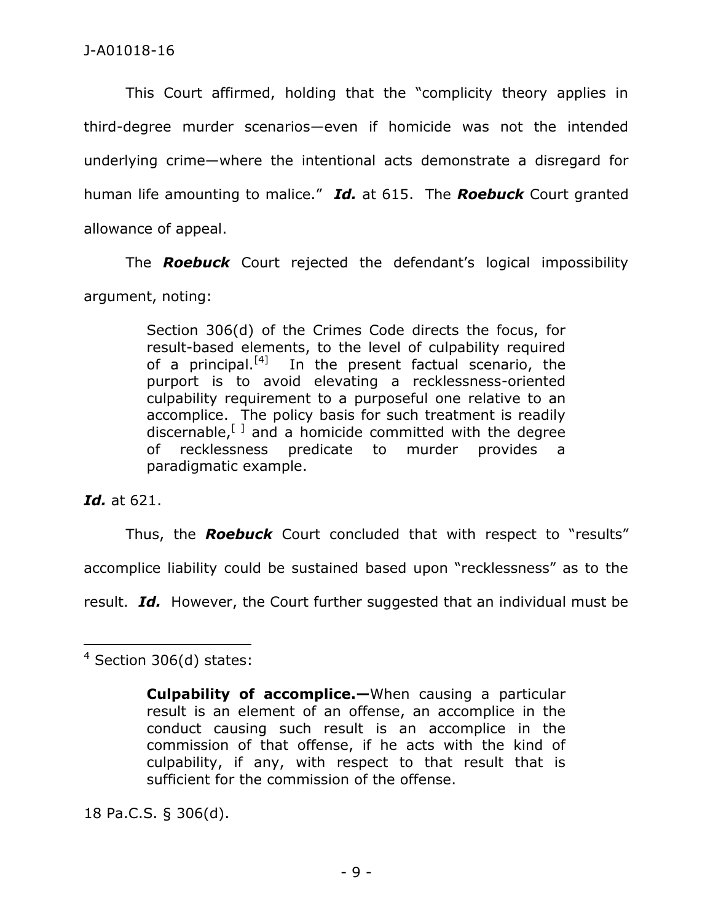This Court affirmed, holding that the "complicity theory applies in third-degree murder scenarios—even if homicide was not the intended underlying crime—where the intentional acts demonstrate a disregard for human life amounting to malice." ***Id.*** at 615. The ***Roebuck*** Court granted allowance of appeal.

The ***Roebuck*** Court rejected the defendant's logical impossibility argument, noting:

> Section 306(d) of the Crimes Code directs the focus, for result-based elements, to the level of culpability required of a principal.[4] In the present factual scenario, the purport is to avoid elevating a recklessness-oriented culpability requirement to a purposeful one relative to an accomplice. The policy basis for such treatment is readily discernable,[ ] and a homicide committed with the degree of recklessness predicate to murder provides a paradigmatic example.

***Id.*** at 621.

Thus, the ***Roebuck*** Court concluded that with respect to "results" accomplice liability could be sustained based upon "recklessness" as to the result. ***Id.*** However, the Court further suggested that an individual must be

---

[4] Section 306(d) states:

> **Culpability of accomplice.—**When causing a particular result is an element of an offense, an accomplice in the conduct causing such result is an accomplice in the commission of that offense, if he acts with the kind of culpability, if any, with respect to that result that is sufficient for the commission of the offense.

18 Pa.C.S. § 306(d).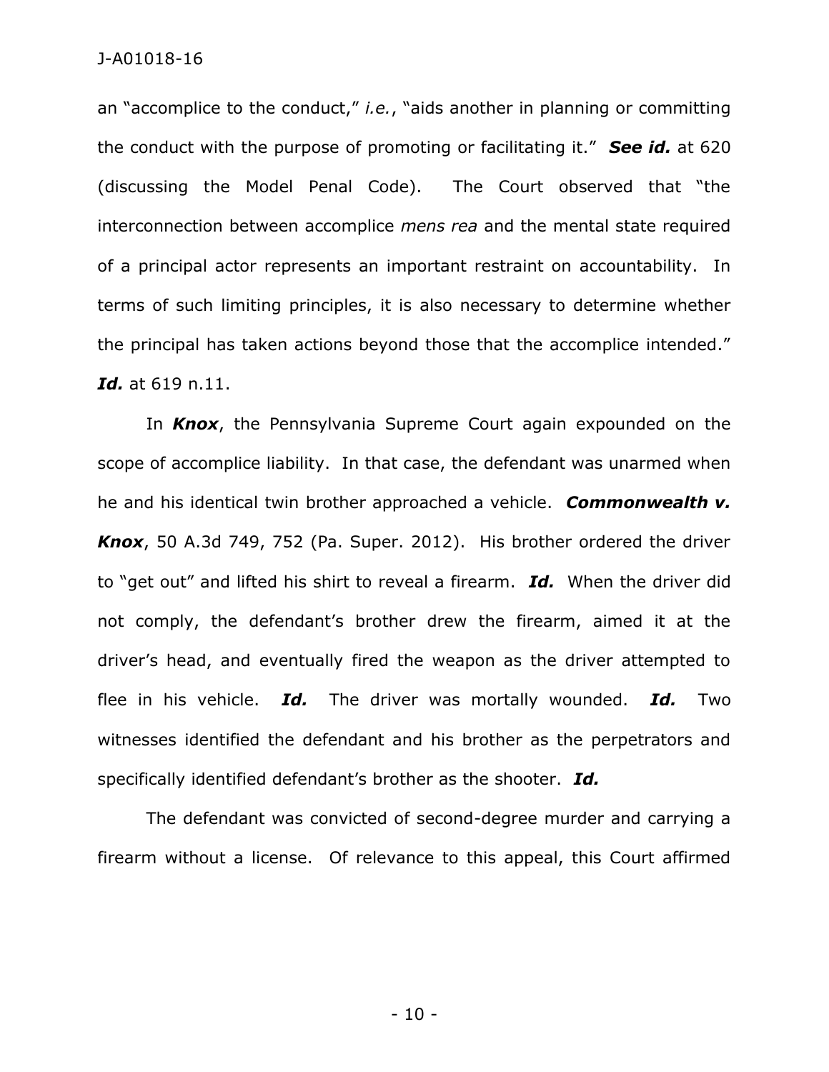an "accomplice to the conduct," *i.e.*, "aids another in planning or committing the conduct with the purpose of promoting or facilitating it." ***See id.*** at 620 (discussing the Model Penal Code). The Court observed that "the interconnection between accomplice *mens rea* and the mental state required of a principal actor represents an important restraint on accountability. In terms of such limiting principles, it is also necessary to determine whether the principal has taken actions beyond those that the accomplice intended." ***Id.*** at 619 n.11.

In ***Knox***, the Pennsylvania Supreme Court again expounded on the scope of accomplice liability. In that case, the defendant was unarmed when he and his identical twin brother approached a vehicle. ***Commonwealth v. Knox***, 50 A.3d 749, 752 (Pa. Super. 2012). His brother ordered the driver to "get out" and lifted his shirt to reveal a firearm. ***Id.*** When the driver did not comply, the defendant's brother drew the firearm, aimed it at the driver's head, and eventually fired the weapon as the driver attempted to flee in his vehicle. ***Id.*** The driver was mortally wounded. ***Id.*** Two witnesses identified the defendant and his brother as the perpetrators and specifically identified defendant's brother as the shooter. ***Id.***

The defendant was convicted of second-degree murder and carrying a firearm without a license. Of relevance to this appeal, this Court affirmed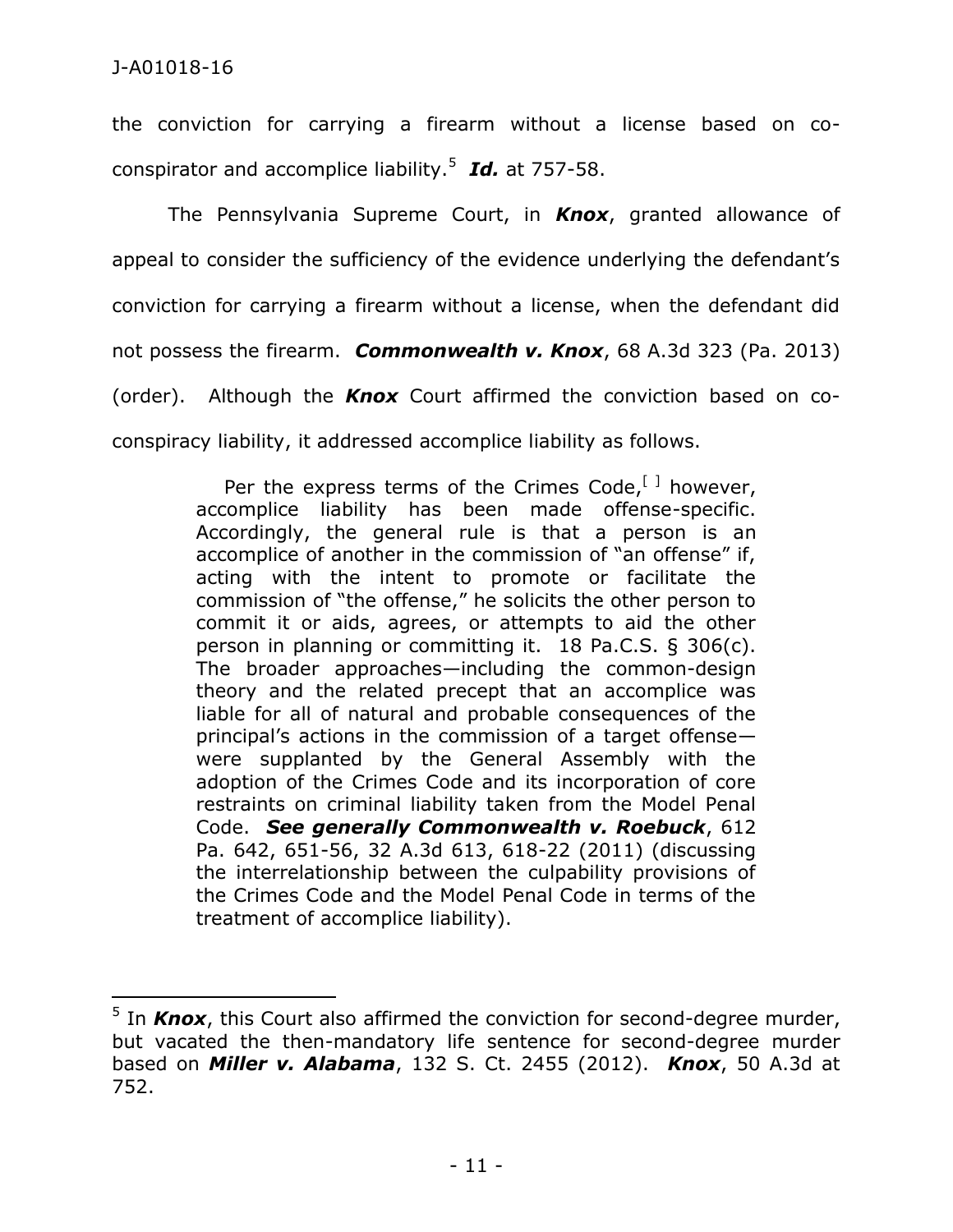the conviction for carrying a firearm without a license based on co-conspirator and accomplice liability.[5] ***Id.*** at 757-58.

The Pennsylvania Supreme Court, in ***Knox***, granted allowance of appeal to consider the sufficiency of the evidence underlying the defendant's conviction for carrying a firearm without a license, when the defendant did not possess the firearm. ***Commonwealth v. Knox***, 68 A.3d 323 (Pa. 2013) (order). Although the ***Knox*** Court affirmed the conviction based on co-conspiracy liability, it addressed accomplice liability as follows.

> Per the express terms of the Crimes Code,[ ] however, accomplice liability has been made offense-specific. Accordingly, the general rule is that a person is an accomplice of another in the commission of "an offense" if, acting with the intent to promote or facilitate the commission of "the offense," he solicits the other person to commit it or aids, agrees, or attempts to aid the other person in planning or committing it. 18 Pa.C.S. § 306(c). The broader approaches—including the common-design theory and the related precept that an accomplice was liable for all of natural and probable consequences of the principal's actions in the commission of a target offense—were supplanted by the General Assembly with the adoption of the Crimes Code and its incorporation of core restraints on criminal liability taken from the Model Penal Code. ***See generally Commonwealth v. Roebuck***, 612 Pa. 642, 651-56, 32 A.3d 613, 618-22 (2011) (discussing the interrelationship between the culpability provisions of the Crimes Code and the Model Penal Code in terms of the treatment of accomplice liability).

---

[5] In ***Knox***, this Court also affirmed the conviction for second-degree murder, but vacated the then-mandatory life sentence for second-degree murder based on ***Miller v. Alabama***, 132 S. Ct. 2455 (2012). ***Knox***, 50 A.3d at 752.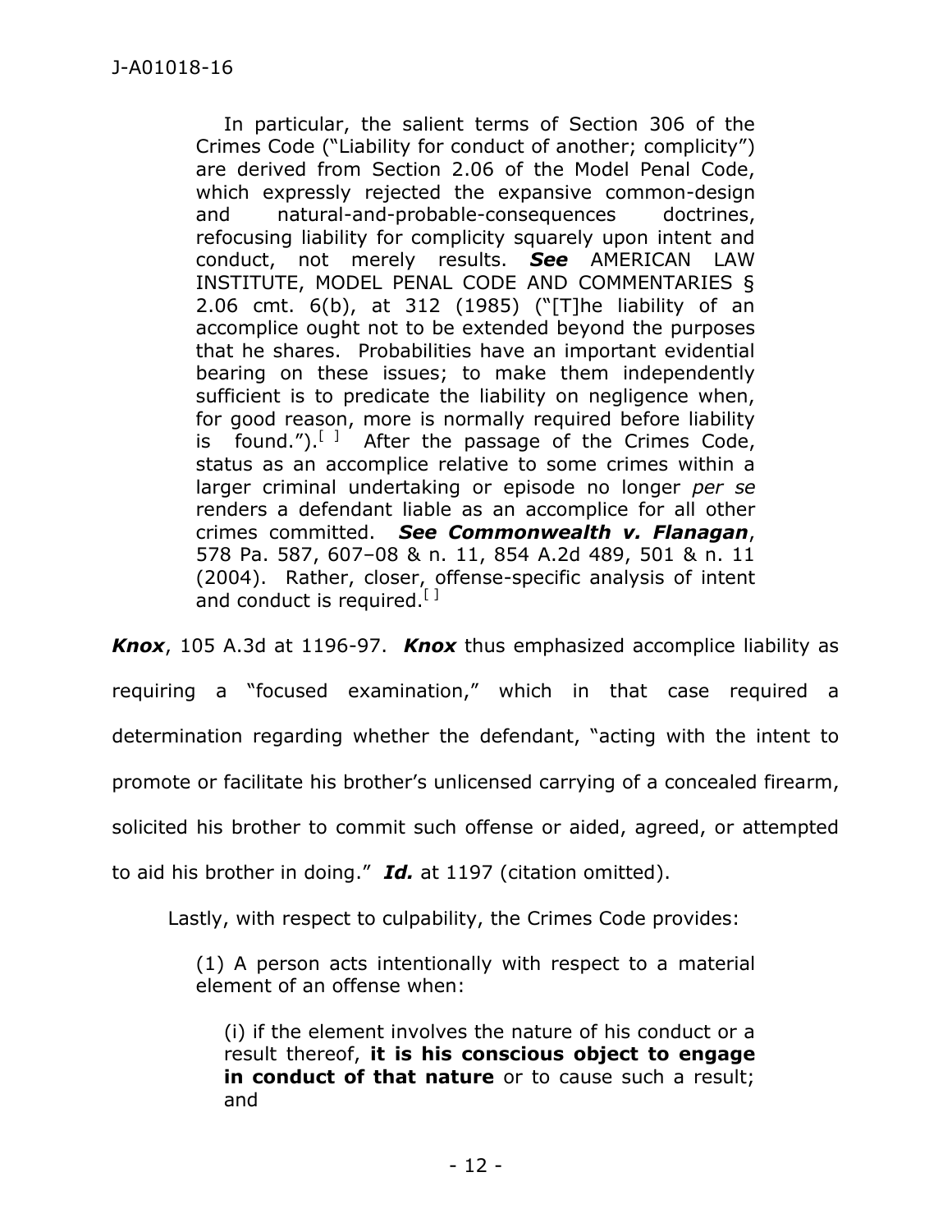> In particular, the salient terms of Section 306 of the Crimes Code ("Liability for conduct of another; complicity") are derived from Section 2.06 of the Model Penal Code, which expressly rejected the expansive common-design and natural-and-probable-consequences doctrines, refocusing liability for complicity squarely upon intent and conduct, not merely results. ***See*** AMERICAN LAW INSTITUTE, MODEL PENAL CODE AND COMMENTARIES § 2.06 cmt. 6(b), at 312 (1985) ("[T]he liability of an accomplice ought not to be extended beyond the purposes that he shares. Probabilities have an important evidential bearing on these issues; to make them independently sufficient is to predicate the liability on negligence when, for good reason, more is normally required before liability is found.").[ ] After the passage of the Crimes Code, status as an accomplice relative to some crimes within a larger criminal undertaking or episode no longer *per se* renders a defendant liable as an accomplice for all other crimes committed. ***See Commonwealth v. Flanagan***, 578 Pa. 587, 607–08 & n. 11, 854 A.2d 489, 501 & n. 11 (2004). Rather, closer, offense-specific analysis of intent and conduct is required.[ ]

***Knox***, 105 A.3d at 1196-97. ***Knox*** thus emphasized accomplice liability as requiring a "focused examination," which in that case required a determination regarding whether the defendant, "acting with the intent to promote or facilitate his brother's unlicensed carrying of a concealed firearm, solicited his brother to commit such offense or aided, agreed, or attempted to aid his brother in doing." ***Id.*** at 1197 (citation omitted).

Lastly, with respect to culpability, the Crimes Code provides:

> (1) A person acts intentionally with respect to a material element of an offense when:
>
> > (i) if the element involves the nature of his conduct or a result thereof, **it is his conscious object to engage in conduct of that nature** or to cause such a result; and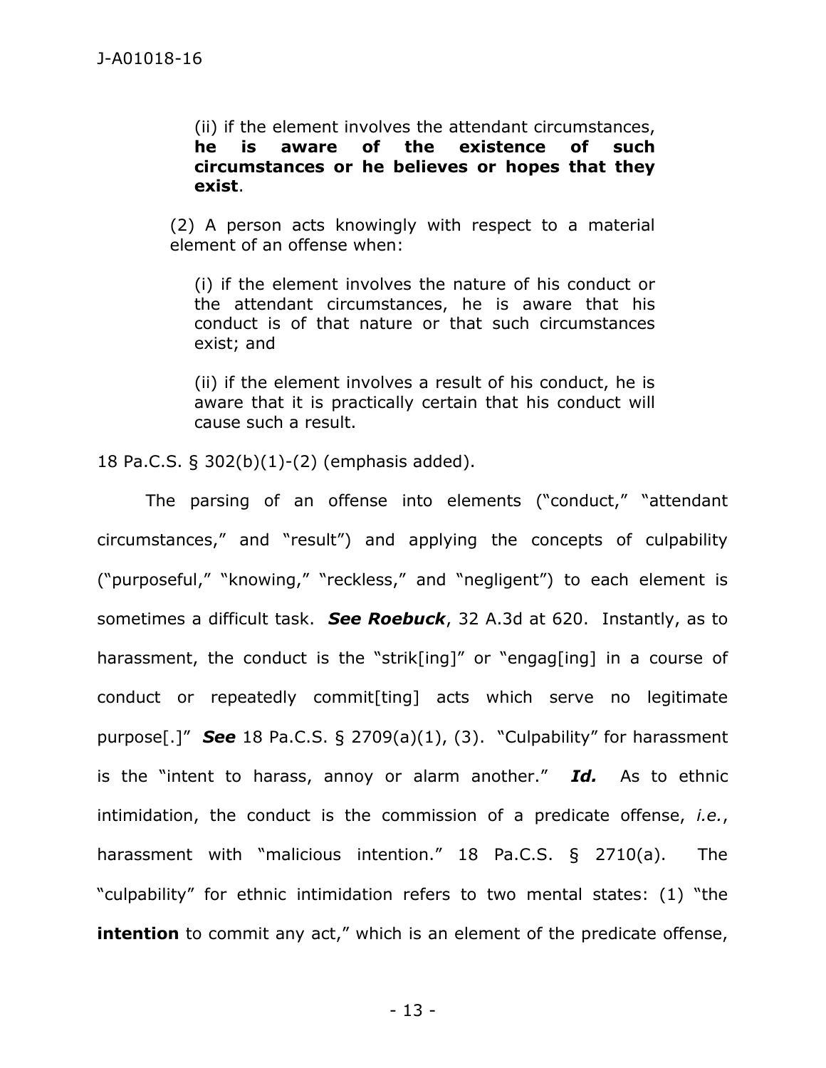> (ii) if the element involves the attendant circumstances, **he is aware of the existence of such circumstances or he believes or hopes that they exist**.
>
> (2) A person acts knowingly with respect to a material element of an offense when:
>
> > (i) if the element involves the nature of his conduct or the attendant circumstances, he is aware that his conduct is of that nature or that such circumstances exist; and
> >
> > (ii) if the element involves a result of his conduct, he is aware that it is practically certain that his conduct will cause such a result.

18 Pa.C.S. § 302(b)(1)-(2) (emphasis added).

The parsing of an offense into elements ("conduct," "attendant circumstances," and "result") and applying the concepts of culpability ("purposeful," "knowing," "reckless," and "negligent") to each element is sometimes a difficult task. ***See Roebuck***, 32 A.3d at 620. Instantly, as to harassment, the conduct is the "strik[ing]" or "engag[ing] in a course of conduct or repeatedly commit[ting] acts which serve no legitimate purpose[.]" ***See*** 18 Pa.C.S. § 2709(a)(1), (3). "Culpability" for harassment is the "intent to harass, annoy or alarm another." ***Id.*** As to ethnic intimidation, the conduct is the commission of a predicate offense, *i.e.*, harassment with "malicious intention." 18 Pa.C.S. § 2710(a). The "culpability" for ethnic intimidation refers to two mental states: (1) "the **intention** to commit any act," which is an element of the predicate offense,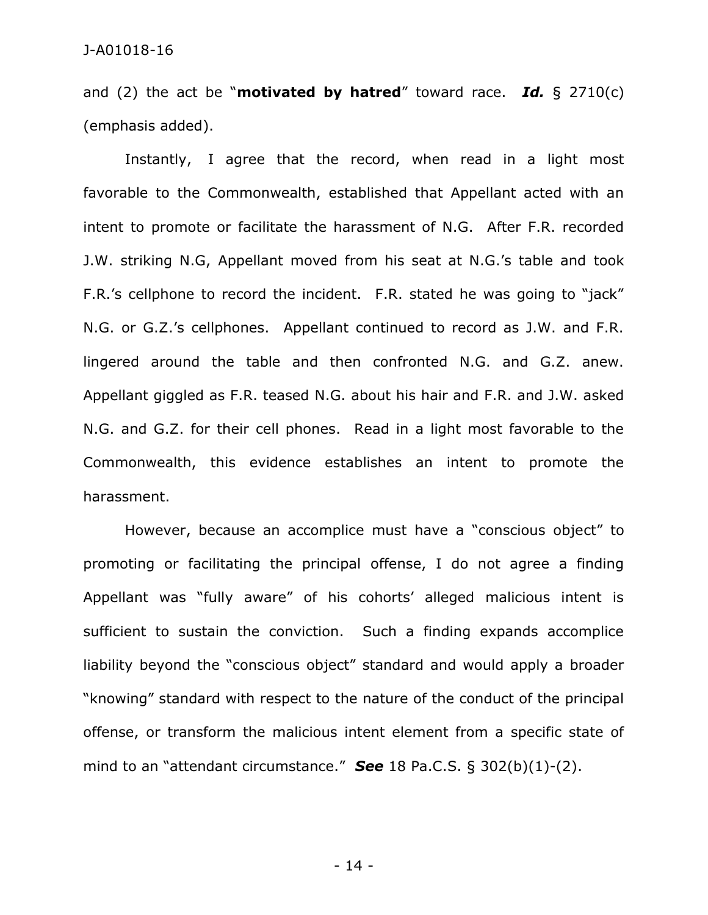and (2) the act be "**motivated by hatred**" toward race. ***Id.*** § 2710(c) (emphasis added).

Instantly, I agree that the record, when read in a light most favorable to the Commonwealth, established that Appellant acted with an intent to promote or facilitate the harassment of N.G. After F.R. recorded J.W. striking N.G, Appellant moved from his seat at N.G.'s table and took F.R.'s cellphone to record the incident. F.R. stated he was going to "jack" N.G. or G.Z.'s cellphones. Appellant continued to record as J.W. and F.R. lingered around the table and then confronted N.G. and G.Z. anew. Appellant giggled as F.R. teased N.G. about his hair and F.R. and J.W. asked N.G. and G.Z. for their cell phones. Read in a light most favorable to the Commonwealth, this evidence establishes an intent to promote the harassment.

However, because an accomplice must have a "conscious object" to promoting or facilitating the principal offense, I do not agree a finding Appellant was "fully aware" of his cohorts' alleged malicious intent is sufficient to sustain the conviction. Such a finding expands accomplice liability beyond the "conscious object" standard and would apply a broader "knowing" standard with respect to the nature of the conduct of the principal offense, or transform the malicious intent element from a specific state of mind to an "attendant circumstance." ***See*** 18 Pa.C.S. § 302(b)(1)-(2).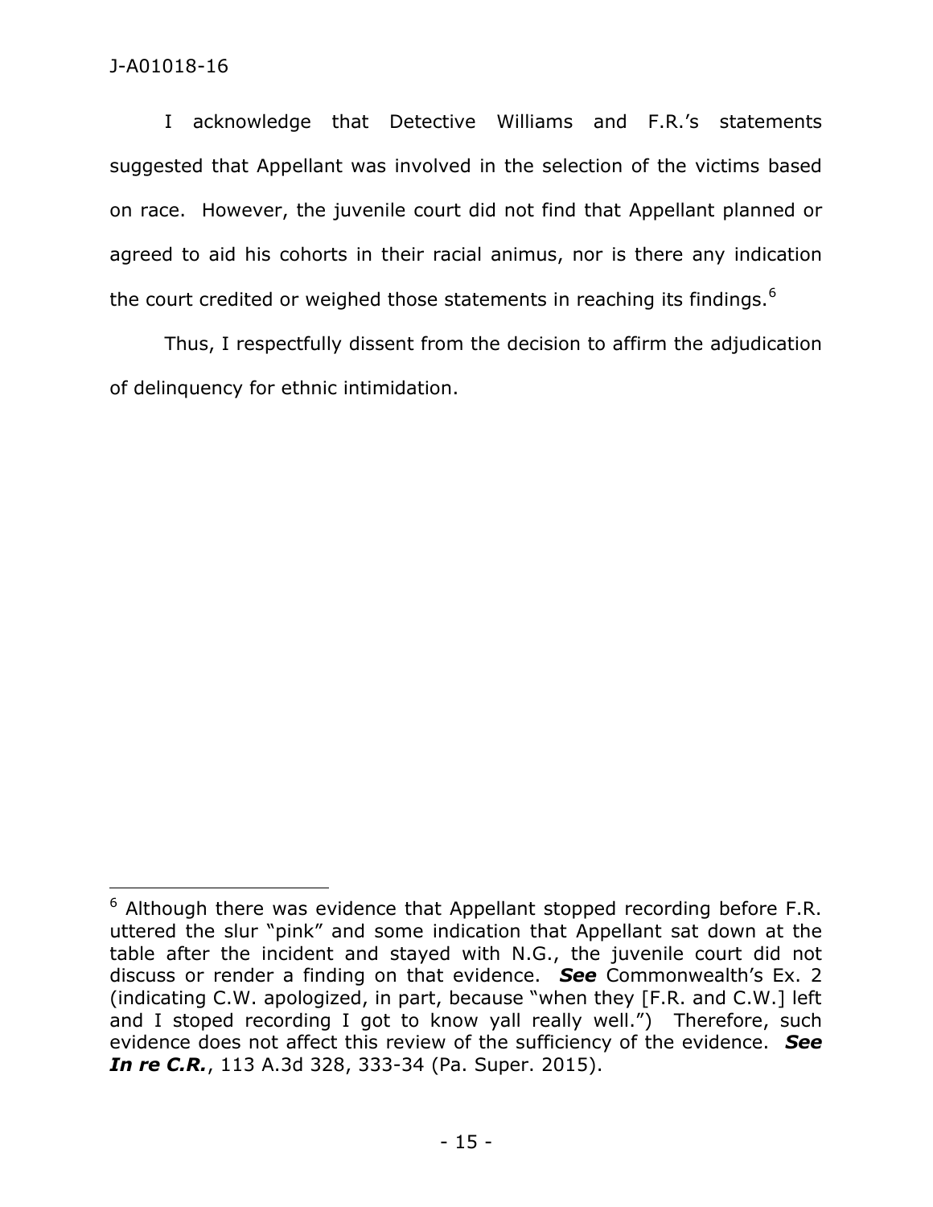I acknowledge that Detective Williams and F.R.'s statements suggested that Appellant was involved in the selection of the victims based on race. However, the juvenile court did not find that Appellant planned or agreed to aid his cohorts in their racial animus, nor is there any indication the court credited or weighed those statements in reaching its findings.[6]

Thus, I respectfully dissent from the decision to affirm the adjudication of delinquency for ethnic intimidation.

---

[6] Although there was evidence that Appellant stopped recording before F.R. uttered the slur "pink" and some indication that Appellant sat down at the table after the incident and stayed with N.G., the juvenile court did not discuss or render a finding on that evidence. ***See*** Commonwealth's Ex. 2 (indicating C.W. apologized, in part, because "when they [F.R. and C.W.] left and I stoped recording I got to know yall really well.") Therefore, such evidence does not affect this review of the sufficiency of the evidence. ***See In re C.R.***, 113 A.3d 328, 333-34 (Pa. Super. 2015).